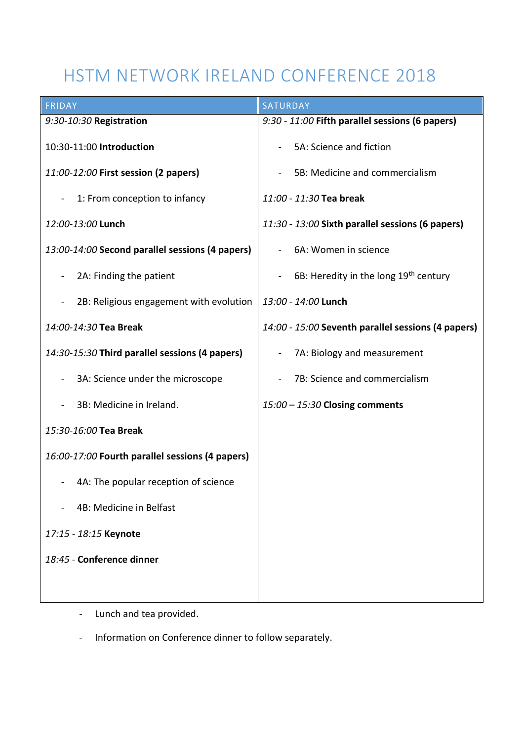# HSTM NETWORK IRELAND CONFERENCE 2018

| FRIDAY | SATURDAY |
|---|---|
| *9:30-10:30* **Registration** | *9:30 - 11:00* **Fifth parallel sessions (6 papers)** |
| 10:30-11:00 **Introduction** | - 5A: Science and fiction |
| *11:00-12:00* **First session (2 papers)** | - 5B: Medicine and commercialism |
| - 1: From conception to infancy | *11:00 - 11:30* **Tea break** |
| *12:00-13:00* **Lunch** | *11:30 - 13:00* **Sixth parallel sessions (6 papers)** |
| *13:00-14:00* **Second parallel sessions (4 papers)** | - 6A: Women in science |
| - 2A: Finding the patient | - 6B: Heredity in the long 19th century |
| - 2B: Religious engagement with evolution | *13:00 - 14:00* **Lunch** |
| *14:00-14:30* **Tea Break** | *14:00 - 15:00* **Seventh parallel sessions (4 papers)** |
| *14:30-15:30* **Third parallel sessions (4 papers)** | - 7A: Biology and measurement |
| - 3A: Science under the microscope | - 7B: Science and commercialism |
| - 3B: Medicine in Ireland. | *15:00 – 15:30* **Closing comments** |
| *15:30-16:00* **Tea Break** | |
| *16:00-17:00* **Fourth parallel sessions (4 papers)** | |
| - 4A: The popular reception of science | |
| - 4B: Medicine in Belfast | |
| *17:15 - 18:15* **Keynote** | |
| *18:45 -* **Conference dinner** | |

- Lunch and tea provided.
- Information on Conference dinner to follow separately.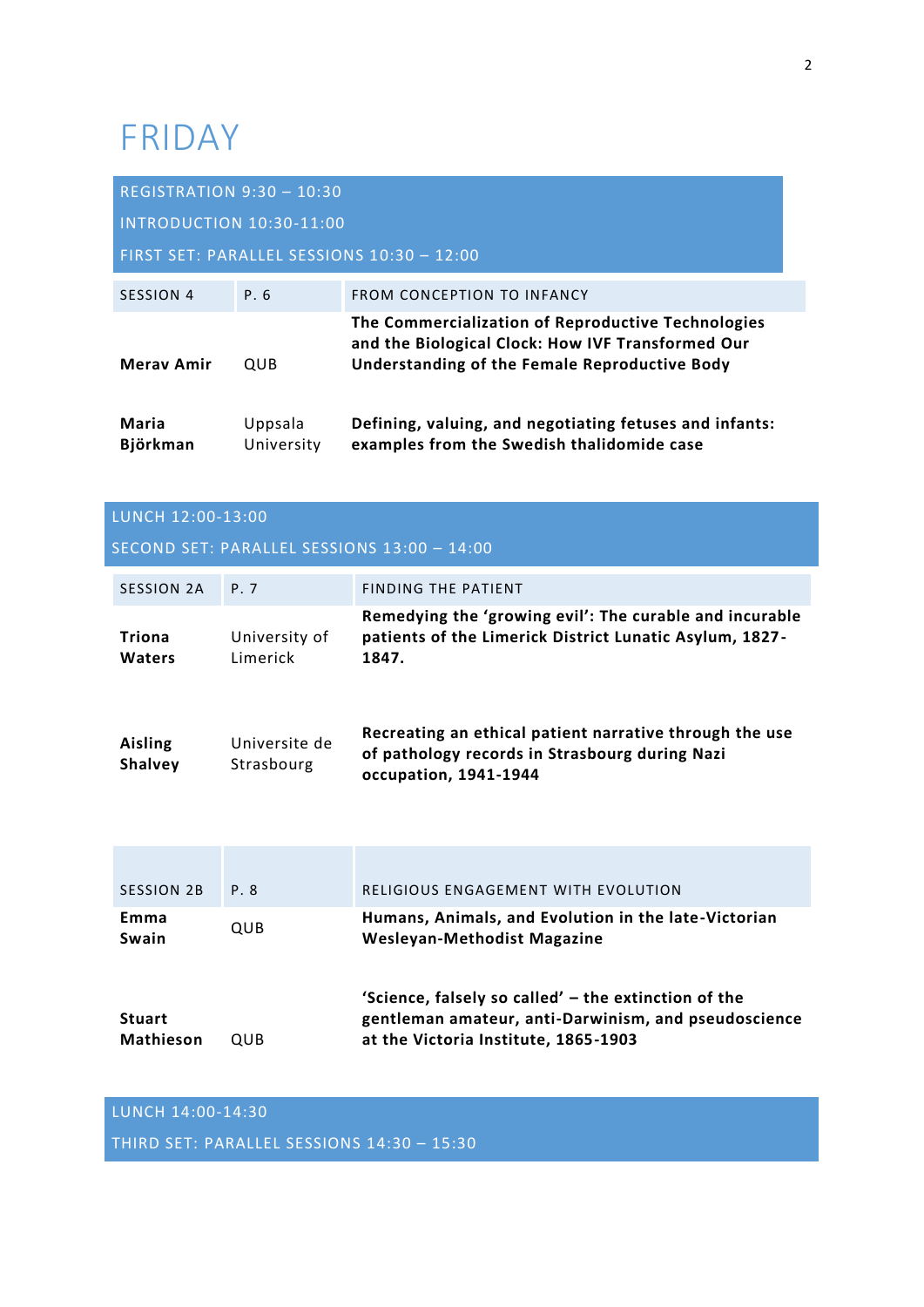# FRIDAY

REGISTRATION 9:30 – 10:30

INTRODUCTION 10:30-11:00

FIRST SET: PARALLEL SESSIONS 10:30 – 12:00

| SESSION 4 | P. 6 | FROM CONCEPTION TO INFANCY |
| --- | --- | --- |
| **Merav Amir** | QUB | **The Commercialization of Reproductive Technologies and the Biological Clock: How IVF Transformed Our Understanding of the Female Reproductive Body** |
| **Maria Björkman** | Uppsala University | **Defining, valuing, and negotiating fetuses and infants: examples from the Swedish thalidomide case** |

LUNCH 12:00-13:00

SECOND SET: PARALLEL SESSIONS 13:00 – 14:00

| SESSION 2A | P. 7 | FINDING THE PATIENT |
| --- | --- | --- |
| **Triona Waters** | University of Limerick | **Remedying the 'growing evil': The curable and incurable patients of the Limerick District Lunatic Asylum, 1827-1847.** |
| **Aisling Shalvey** | Universite de Strasbourg | **Recreating an ethical patient narrative through the use of pathology records in Strasbourg during Nazi occupation, 1941-1944** |

| SESSION 2B | P. 8 | RELIGIOUS ENGAGEMENT WITH EVOLUTION |
| --- | --- | --- |
| **Emma Swain** | QUB | **Humans, Animals, and Evolution in the late-Victorian Wesleyan-Methodist Magazine** |
| **Stuart Mathieson** | QUB | **'Science, falsely so called' – the extinction of the gentleman amateur, anti-Darwinism, and pseudoscience at the Victoria Institute, 1865-1903** |

LUNCH 14:00-14:30

THIRD SET: PARALLEL SESSIONS 14:30 – 15:30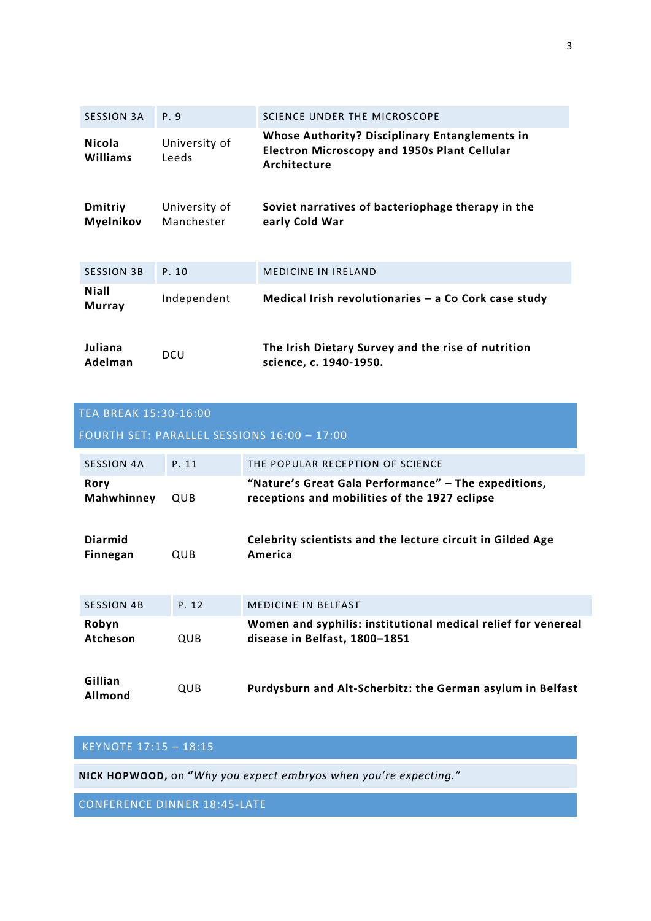| SESSION 3A | P. 9 | SCIENCE UNDER THE MICROSCOPE |
|---|---|---|
| **Nicola Williams** | University of Leeds | **Whose Authority? Disciplinary Entanglements in Electron Microscopy and 1950s Plant Cellular Architecture** |
| **Dmitriy Myelnikov** | University of Manchester | **Soviet narratives of bacteriophage therapy in the early Cold War** |

| SESSION 3B | P. 10 | MEDICINE IN IRELAND |
|---|---|---|
| **Niall Murray** | Independent | **Medical Irish revolutionaries – a Co Cork case study** |
| **Juliana Adelman** | DCU | **The Irish Dietary Survey and the rise of nutrition science, c. 1940-1950.** |

## TEA BREAK 15:30-16:00

## FOURTH SET: PARALLEL SESSIONS 16:00 – 17:00

| SESSION 4A | P. 11 | THE POPULAR RECEPTION OF SCIENCE |
|---|---|---|
| **Rory Mahwhinney** | QUB | **"Nature's Great Gala Performance" – The expeditions, receptions and mobilities of the 1927 eclipse** |
| **Diarmid Finnegan** | QUB | **Celebrity scientists and the lecture circuit in Gilded Age America** |

| SESSION 4B | P. 12 | MEDICINE IN BELFAST |
|---|---|---|
| **Robyn Atcheson** | QUB | **Women and syphilis: institutional medical relief for venereal disease in Belfast, 1800–1851** |
| **Gillian Allmond** | QUB | **Purdysburn and Alt-Scherbitz: the German asylum in Belfast** |

## KEYNOTE 17:15 – 18:15

**NICK HOPWOOD,** on **"***Why you expect embryos when you're expecting."*

## CONFERENCE DINNER 18:45-LATE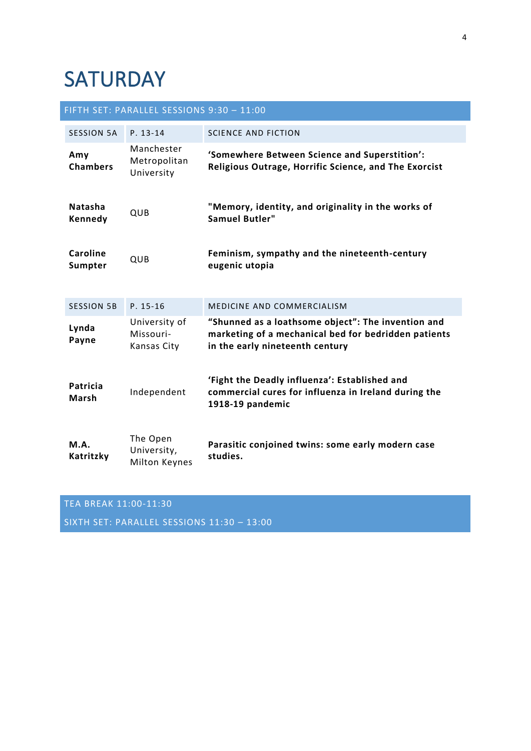# SATURDAY

## FIFTH SET: PARALLEL SESSIONS 9:30 – 11:00

| SESSION 5A | P. 13-14 | SCIENCE AND FICTION |
|---|---|---|
| **Amy Chambers** | Manchester Metropolitan University | **'Somewhere Between Science and Superstition': Religious Outrage, Horrific Science, and The Exorcist** |
| **Natasha Kennedy** | QUB | **"Memory, identity, and originality in the works of Samuel Butler"** |
| **Caroline Sumpter** | QUB | **Feminism, sympathy and the nineteenth-century eugenic utopia** |

| SESSION 5B | P. 15-16 | MEDICINE AND COMMERCIALISM |
|---|---|---|
| **Lynda Payne** | University of Missouri-Kansas City | **"Shunned as a loathsome object": The invention and marketing of a mechanical bed for bedridden patients in the early nineteenth century** |
| **Patricia Marsh** | Independent | **'Fight the Deadly influenza': Established and commercial cures for influenza in Ireland during the 1918-19 pandemic** |
| **M.A. Katritzky** | The Open University, Milton Keynes | **Parasitic conjoined twins: some early modern case studies.** |

## TEA BREAK 11:00-11:30

## SIXTH SET: PARALLEL SESSIONS 11:30 – 13:00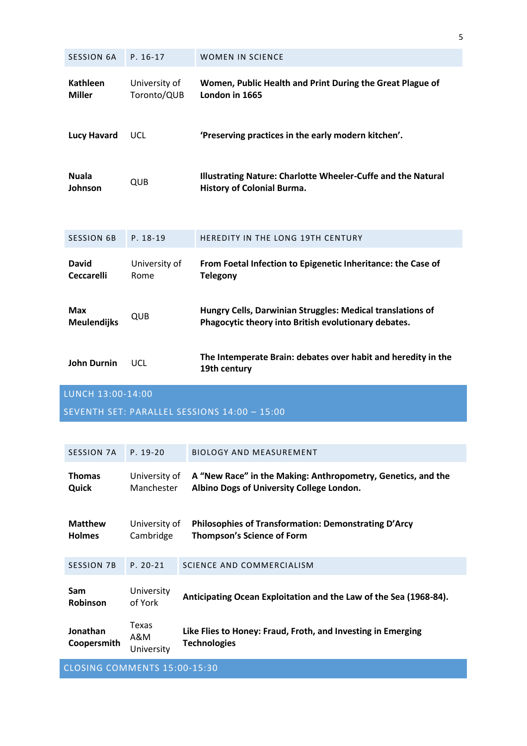| SESSION 6A | P. 16-17 | WOMEN IN SCIENCE |
|---|---|---|
| **Kathleen Miller** | University of Toronto/QUB | **Women, Public Health and Print During the Great Plague of London in 1665** |
| **Lucy Havard** | UCL | **'Preserving practices in the early modern kitchen'.** |
| **Nuala Johnson** | QUB | **Illustrating Nature: Charlotte Wheeler-Cuffe and the Natural History of Colonial Burma.** |

| SESSION 6B | P. 18-19 | HEREDITY IN THE LONG 19TH CENTURY |
|---|---|---|
| **David Ceccarelli** | University of Rome | **From Foetal Infection to Epigenetic Inheritance: the Case of Telegony** |
| **Max Meulendijks** | QUB | **Hungry Cells, Darwinian Struggles: Medical translations of Phagocytic theory into British evolutionary debates.** |
| **John Durnin** | UCL | **The Intemperate Brain: debates over habit and heredity in the 19th century** |

LUNCH 13:00-14:00

SEVENTH SET: PARALLEL SESSIONS 14:00 – 15:00

| SESSION 7A | P. 19-20 | BIOLOGY AND MEASUREMENT |
|---|---|---|
| **Thomas Quick** | University of Manchester | **A "New Race" in the Making: Anthropometry, Genetics, and the Albino Dogs of University College London.** |
| **Matthew Holmes** | University of Cambridge | **Philosophies of Transformation: Demonstrating D'Arcy Thompson's Science of Form** |

| SESSION 7B | P. 20-21 | SCIENCE AND COMMERCIALISM |
|---|---|---|
| **Sam Robinson** | University of York | **Anticipating Ocean Exploitation and the Law of the Sea (1968-84).** |
| **Jonathan Coopersmith** | Texas A&M University | **Like Flies to Honey: Fraud, Froth, and Investing in Emerging Technologies** |

CLOSING COMMENTS 15:00-15:30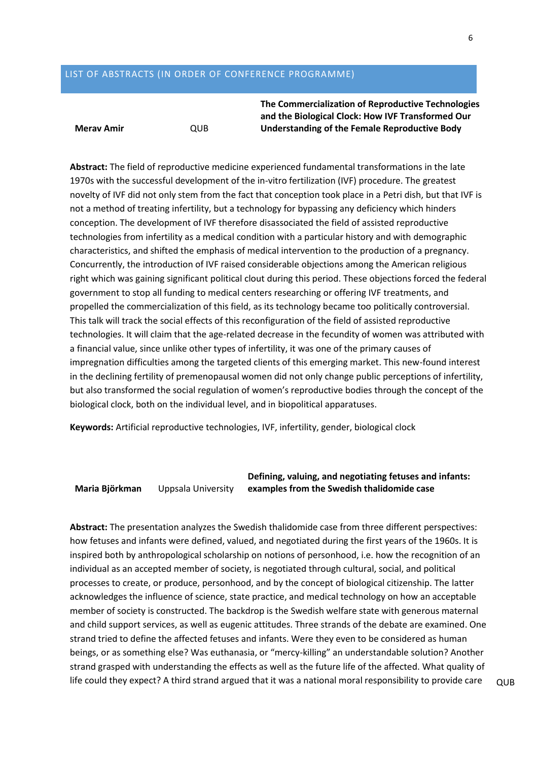## LIST OF ABSTRACTS (IN ORDER OF CONFERENCE PROGRAMME)

| | | |
|---|---|---|
| **Merav Amir** | QUB | **The Commercialization of Reproductive Technologies and the Biological Clock: How IVF Transformed Our Understanding of the Female Reproductive Body** |

**Abstract:** The field of reproductive medicine experienced fundamental transformations in the late 1970s with the successful development of the in-vitro fertilization (IVF) procedure. The greatest novelty of IVF did not only stem from the fact that conception took place in a Petri dish, but that IVF is not a method of treating infertility, but a technology for bypassing any deficiency which hinders conception. The development of IVF therefore disassociated the field of assisted reproductive technologies from infertility as a medical condition with a particular history and with demographic characteristics, and shifted the emphasis of medical intervention to the production of a pregnancy. Concurrently, the introduction of IVF raised considerable objections among the American religious right which was gaining significant political clout during this period. These objections forced the federal government to stop all funding to medical centers researching or offering IVF treatments, and propelled the commercialization of this field, as its technology became too politically controversial. This talk will track the social effects of this reconfiguration of the field of assisted reproductive technologies. It will claim that the age-related decrease in the fecundity of women was attributed with a financial value, since unlike other types of infertility, it was one of the primary causes of impregnation difficulties among the targeted clients of this emerging market. This new-found interest in the declining fertility of premenopausal women did not only change public perceptions of infertility, but also transformed the social regulation of women's reproductive bodies through the concept of the biological clock, both on the individual level, and in biopolitical apparatuses.

**Keywords:** Artificial reproductive technologies, IVF, infertility, gender, biological clock

| | | |
|---|---|---|
| **Maria Björkman** | Uppsala University | **Defining, valuing, and negotiating fetuses and infants: examples from the Swedish thalidomide case** |

**Abstract:** The presentation analyzes the Swedish thalidomide case from three different perspectives: how fetuses and infants were defined, valued, and negotiated during the first years of the 1960s. It is inspired both by anthropological scholarship on notions of personhood, i.e. how the recognition of an individual as an accepted member of society, is negotiated through cultural, social, and political processes to create, or produce, personhood, and by the concept of biological citizenship. The latter acknowledges the influence of science, state practice, and medical technology on how an acceptable member of society is constructed. The backdrop is the Swedish welfare state with generous maternal and child support services, as well as eugenic attitudes. Three strands of the debate are examined. One strand tried to define the affected fetuses and infants. Were they even to be considered as human beings, or as something else? Was euthanasia, or "mercy-killing" an understandable solution? Another strand grasped with understanding the effects as well as the future life of the affected. What quality of life could they expect? A third strand argued that it was a national moral responsibility to provide care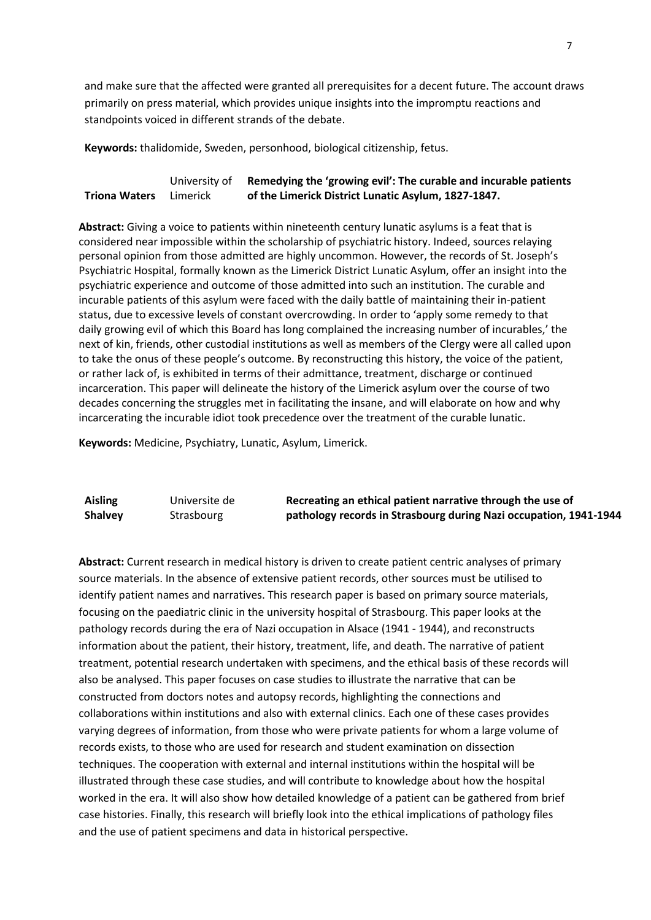and make sure that the affected were granted all prerequisites for a decent future. The account draws primarily on press material, which provides unique insights into the impromptu reactions and standpoints voiced in different strands of the debate.

**Keywords:** thalidomide, Sweden, personhood, biological citizenship, fetus.

| **Triona Waters** | University of Limerick | **Remedying the 'growing evil': The curable and incurable patients of the Limerick District Lunatic Asylum, 1827-1847.** |
|---|---|---|

**Abstract:** Giving a voice to patients within nineteenth century lunatic asylums is a feat that is considered near impossible within the scholarship of psychiatric history. Indeed, sources relaying personal opinion from those admitted are highly uncommon. However, the records of St. Joseph's Psychiatric Hospital, formally known as the Limerick District Lunatic Asylum, offer an insight into the psychiatric experience and outcome of those admitted into such an institution. The curable and incurable patients of this asylum were faced with the daily battle of maintaining their in-patient status, due to excessive levels of constant overcrowding. In order to 'apply some remedy to that daily growing evil of which this Board has long complained the increasing number of incurables,' the next of kin, friends, other custodial institutions as well as members of the Clergy were all called upon to take the onus of these people's outcome. By reconstructing this history, the voice of the patient, or rather lack of, is exhibited in terms of their admittance, treatment, discharge or continued incarceration. This paper will delineate the history of the Limerick asylum over the course of two decades concerning the struggles met in facilitating the insane, and will elaborate on how and why incarcerating the incurable idiot took precedence over the treatment of the curable lunatic.

**Keywords:** Medicine, Psychiatry, Lunatic, Asylum, Limerick.

| **Aisling Shalvey** | Universite de Strasbourg | **Recreating an ethical patient narrative through the use of pathology records in Strasbourg during Nazi occupation, 1941-1944** |
|---|---|---|

**Abstract:** Current research in medical history is driven to create patient centric analyses of primary source materials. In the absence of extensive patient records, other sources must be utilised to identify patient names and narratives. This research paper is based on primary source materials, focusing on the paediatric clinic in the university hospital of Strasbourg. This paper looks at the pathology records during the era of Nazi occupation in Alsace (1941 - 1944), and reconstructs information about the patient, their history, treatment, life, and death. The narrative of patient treatment, potential research undertaken with specimens, and the ethical basis of these records will also be analysed. This paper focuses on case studies to illustrate the narrative that can be constructed from doctors notes and autopsy records, highlighting the connections and collaborations within institutions and also with external clinics. Each one of these cases provides varying degrees of information, from those who were private patients for whom a large volume of records exists, to those who are used for research and student examination on dissection techniques. The cooperation with external and internal institutions within the hospital will be illustrated through these case studies, and will contribute to knowledge about how the hospital worked in the era. It will also show how detailed knowledge of a patient can be gathered from brief case histories. Finally, this research will briefly look into the ethical implications of pathology files and the use of patient specimens and data in historical perspective.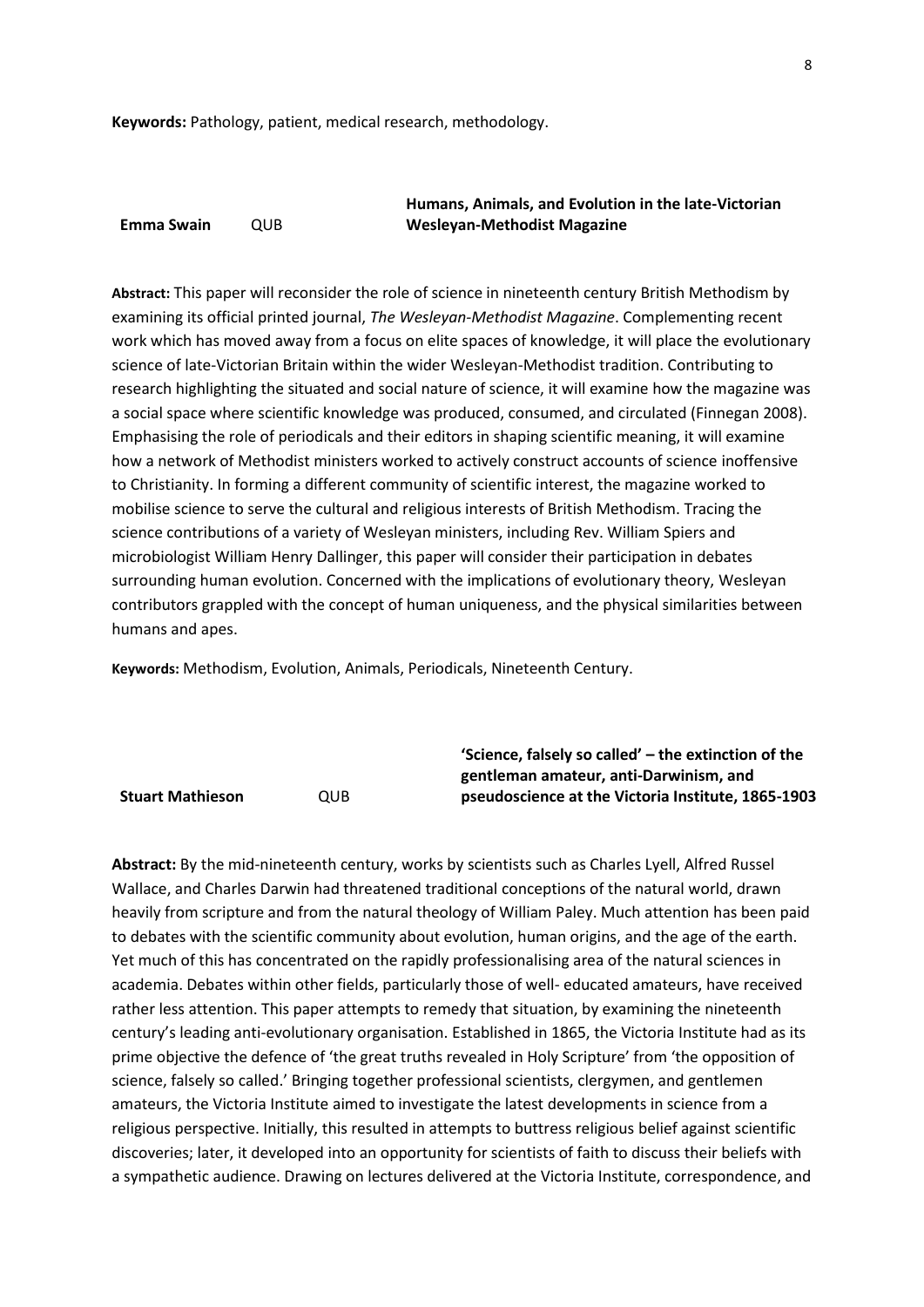**Keywords:** Pathology, patient, medical research, methodology.

**Emma Swain** QUB **Humans, Animals, and Evolution in the late-Victorian Wesleyan-Methodist Magazine**

**Abstract:** This paper will reconsider the role of science in nineteenth century British Methodism by examining its official printed journal, *The Wesleyan-Methodist Magazine*. Complementing recent work which has moved away from a focus on elite spaces of knowledge, it will place the evolutionary science of late-Victorian Britain within the wider Wesleyan-Methodist tradition. Contributing to research highlighting the situated and social nature of science, it will examine how the magazine was a social space where scientific knowledge was produced, consumed, and circulated (Finnegan 2008). Emphasising the role of periodicals and their editors in shaping scientific meaning, it will examine how a network of Methodist ministers worked to actively construct accounts of science inoffensive to Christianity. In forming a different community of scientific interest, the magazine worked to mobilise science to serve the cultural and religious interests of British Methodism. Tracing the science contributions of a variety of Wesleyan ministers, including Rev. William Spiers and microbiologist William Henry Dallinger, this paper will consider their participation in debates surrounding human evolution. Concerned with the implications of evolutionary theory, Wesleyan contributors grappled with the concept of human uniqueness, and the physical similarities between humans and apes.

**Keywords:** Methodism, Evolution, Animals, Periodicals, Nineteenth Century.

**Stuart Mathieson** QUB **'Science, falsely so called' – the extinction of the gentleman amateur, anti-Darwinism, and pseudoscience at the Victoria Institute, 1865-1903**

**Abstract:** By the mid-nineteenth century, works by scientists such as Charles Lyell, Alfred Russel Wallace, and Charles Darwin had threatened traditional conceptions of the natural world, drawn heavily from scripture and from the natural theology of William Paley. Much attention has been paid to debates with the scientific community about evolution, human origins, and the age of the earth. Yet much of this has concentrated on the rapidly professionalising area of the natural sciences in academia. Debates within other fields, particularly those of well- educated amateurs, have received rather less attention. This paper attempts to remedy that situation, by examining the nineteenth century's leading anti-evolutionary organisation. Established in 1865, the Victoria Institute had as its prime objective the defence of 'the great truths revealed in Holy Scripture' from 'the opposition of science, falsely so called.' Bringing together professional scientists, clergymen, and gentlemen amateurs, the Victoria Institute aimed to investigate the latest developments in science from a religious perspective. Initially, this resulted in attempts to buttress religious belief against scientific discoveries; later, it developed into an opportunity for scientists of faith to discuss their beliefs with a sympathetic audience. Drawing on lectures delivered at the Victoria Institute, correspondence, and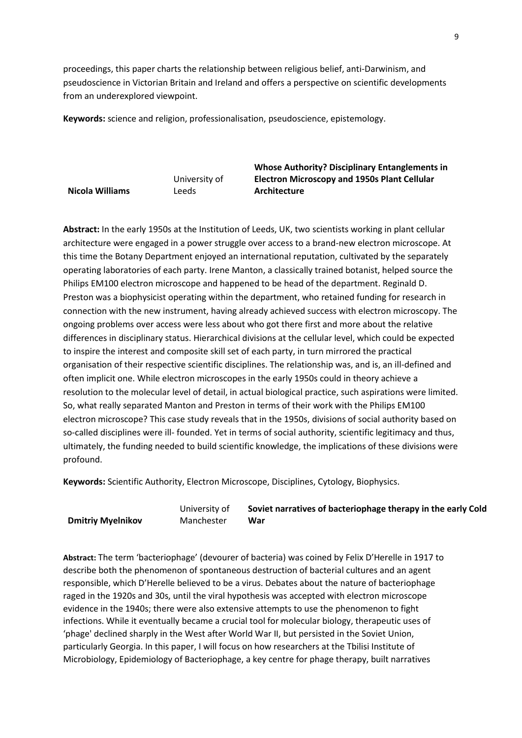proceedings, this paper charts the relationship between religious belief, anti-Darwinism, and pseudoscience in Victorian Britain and Ireland and offers a perspective on scientific developments from an underexplored viewpoint.

**Keywords:** science and religion, professionalisation, pseudoscience, epistemology.

| **Nicola Williams** | University of Leeds | **Whose Authority? Disciplinary Entanglements in Electron Microscopy and 1950s Plant Cellular Architecture** |
|---|---|---|

**Abstract:** In the early 1950s at the Institution of Leeds, UK, two scientists working in plant cellular architecture were engaged in a power struggle over access to a brand-new electron microscope. At this time the Botany Department enjoyed an international reputation, cultivated by the separately operating laboratories of each party. Irene Manton, a classically trained botanist, helped source the Philips EM100 electron microscope and happened to be head of the department. Reginald D. Preston was a biophysicist operating within the department, who retained funding for research in connection with the new instrument, having already achieved success with electron microscopy. The ongoing problems over access were less about who got there first and more about the relative differences in disciplinary status. Hierarchical divisions at the cellular level, which could be expected to inspire the interest and composite skill set of each party, in turn mirrored the practical organisation of their respective scientific disciplines. The relationship was, and is, an ill-defined and often implicit one. While electron microscopes in the early 1950s could in theory achieve a resolution to the molecular level of detail, in actual biological practice, such aspirations were limited. So, what really separated Manton and Preston in terms of their work with the Philips EM100 electron microscope? This case study reveals that in the 1950s, divisions of social authority based on so-called disciplines were ill- founded. Yet in terms of social authority, scientific legitimacy and thus, ultimately, the funding needed to build scientific knowledge, the implications of these divisions were profound.

**Keywords:** Scientific Authority, Electron Microscope, Disciplines, Cytology, Biophysics.

| **Dmitriy Myelnikov** | University of Manchester | **Soviet narratives of bacteriophage therapy in the early Cold War** |
|---|---|---|

**Abstract:** The term 'bacteriophage' (devourer of bacteria) was coined by Felix D'Herelle in 1917 to describe both the phenomenon of spontaneous destruction of bacterial cultures and an agent responsible, which D'Herelle believed to be a virus. Debates about the nature of bacteriophage raged in the 1920s and 30s, until the viral hypothesis was accepted with electron microscope evidence in the 1940s; there were also extensive attempts to use the phenomenon to fight infections. While it eventually became a crucial tool for molecular biology, therapeutic uses of 'phage' declined sharply in the West after World War II, but persisted in the Soviet Union, particularly Georgia. In this paper, I will focus on how researchers at the Tbilisi Institute of Microbiology, Epidemiology of Bacteriophage, a key centre for phage therapy, built narratives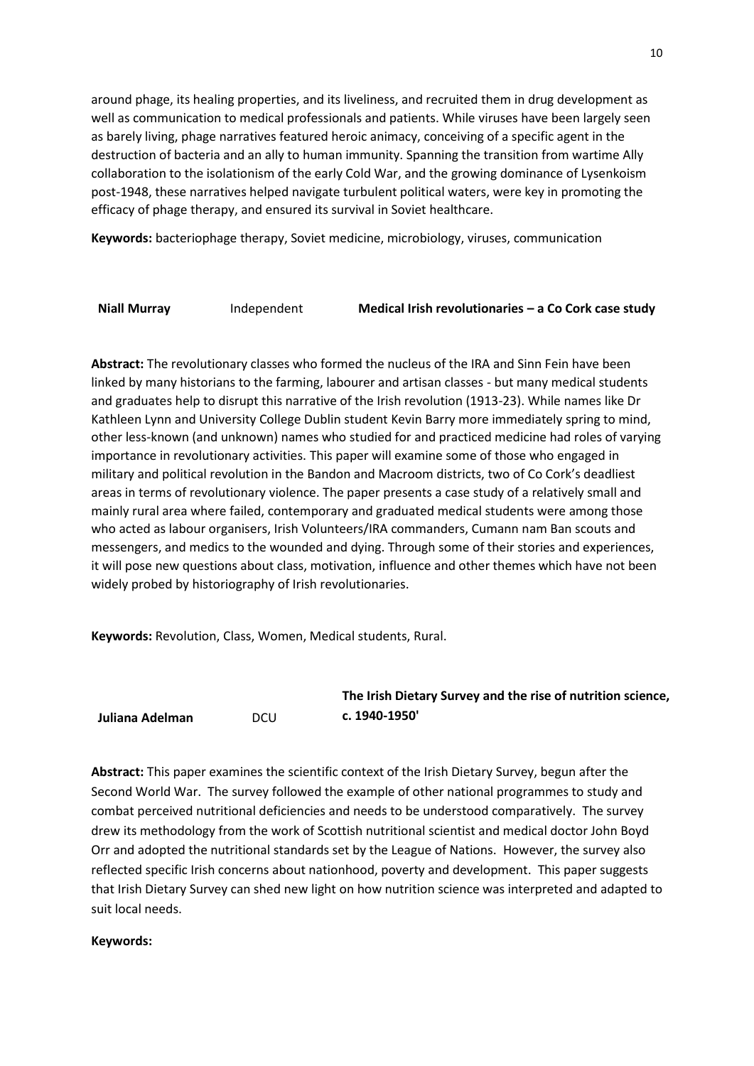around phage, its healing properties, and its liveliness, and recruited them in drug development as well as communication to medical professionals and patients. While viruses have been largely seen as barely living, phage narratives featured heroic animacy, conceiving of a specific agent in the destruction of bacteria and an ally to human immunity. Spanning the transition from wartime Ally collaboration to the isolationism of the early Cold War, and the growing dominance of Lysenkoism post-1948, these narratives helped navigate turbulent political waters, were key in promoting the efficacy of phage therapy, and ensured its survival in Soviet healthcare.

**Keywords:** bacteriophage therapy, Soviet medicine, microbiology, viruses, communication

| **Niall Murray** | Independent | **Medical Irish revolutionaries – a Co Cork case study** |
|---|---|---|

**Abstract:** The revolutionary classes who formed the nucleus of the IRA and Sinn Fein have been linked by many historians to the farming, labourer and artisan classes - but many medical students and graduates help to disrupt this narrative of the Irish revolution (1913-23). While names like Dr Kathleen Lynn and University College Dublin student Kevin Barry more immediately spring to mind, other less-known (and unknown) names who studied for and practiced medicine had roles of varying importance in revolutionary activities. This paper will examine some of those who engaged in military and political revolution in the Bandon and Macroom districts, two of Co Cork's deadliest areas in terms of revolutionary violence. The paper presents a case study of a relatively small and mainly rural area where failed, contemporary and graduated medical students were among those who acted as labour organisers, Irish Volunteers/IRA commanders, Cumann nam Ban scouts and messengers, and medics to the wounded and dying. Through some of their stories and experiences, it will pose new questions about class, motivation, influence and other themes which have not been widely probed by historiography of Irish revolutionaries.

**Keywords:** Revolution, Class, Women, Medical students, Rural.

| **Juliana Adelman** | DCU | **The Irish Dietary Survey and the rise of nutrition science, c. 1940-1950'** |
|---|---|---|

**Abstract:** This paper examines the scientific context of the Irish Dietary Survey, begun after the Second World War. The survey followed the example of other national programmes to study and combat perceived nutritional deficiencies and needs to be understood comparatively. The survey drew its methodology from the work of Scottish nutritional scientist and medical doctor John Boyd Orr and adopted the nutritional standards set by the League of Nations. However, the survey also reflected specific Irish concerns about nationhood, poverty and development. This paper suggests that Irish Dietary Survey can shed new light on how nutrition science was interpreted and adapted to suit local needs.

**Keywords:**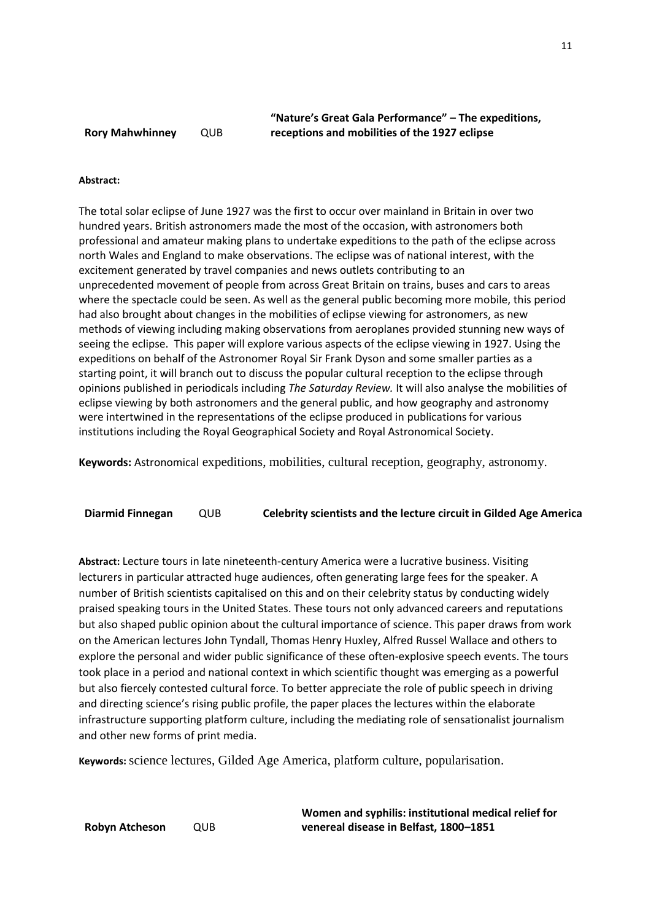**Rory Mahwhinney** QUB **"Nature's Great Gala Performance" – The expeditions, receptions and mobilities of the 1927 eclipse**

**Abstract:**

The total solar eclipse of June 1927 was the first to occur over mainland in Britain in over two hundred years. British astronomers made the most of the occasion, with astronomers both professional and amateur making plans to undertake expeditions to the path of the eclipse across north Wales and England to make observations. The eclipse was of national interest, with the excitement generated by travel companies and news outlets contributing to an unprecedented movement of people from across Great Britain on trains, buses and cars to areas where the spectacle could be seen. As well as the general public becoming more mobile, this period had also brought about changes in the mobilities of eclipse viewing for astronomers, as new methods of viewing including making observations from aeroplanes provided stunning new ways of seeing the eclipse. This paper will explore various aspects of the eclipse viewing in 1927. Using the expeditions on behalf of the Astronomer Royal Sir Frank Dyson and some smaller parties as a starting point, it will branch out to discuss the popular cultural reception to the eclipse through opinions published in periodicals including *The Saturday Review.* It will also analyse the mobilities of eclipse viewing by both astronomers and the general public, and how geography and astronomy were intertwined in the representations of the eclipse produced in publications for various institutions including the Royal Geographical Society and Royal Astronomical Society.

**Keywords:** Astronomical expeditions, mobilities, cultural reception, geography, astronomy.

**Diarmid Finnegan** QUB **Celebrity scientists and the lecture circuit in Gilded Age America**

**Abstract:** Lecture tours in late nineteenth-century America were a lucrative business. Visiting lecturers in particular attracted huge audiences, often generating large fees for the speaker. A number of British scientists capitalised on this and on their celebrity status by conducting widely praised speaking tours in the United States. These tours not only advanced careers and reputations but also shaped public opinion about the cultural importance of science. This paper draws from work on the American lectures John Tyndall, Thomas Henry Huxley, Alfred Russel Wallace and others to explore the personal and wider public significance of these often-explosive speech events. The tours took place in a period and national context in which scientific thought was emerging as a powerful but also fiercely contested cultural force. To better appreciate the role of public speech in driving and directing science's rising public profile, the paper places the lectures within the elaborate infrastructure supporting platform culture, including the mediating role of sensationalist journalism and other new forms of print media.

**Keywords:** science lectures, Gilded Age America, platform culture, popularisation.

**Robyn Atcheson** QUB **Women and syphilis: institutional medical relief for venereal disease in Belfast, 1800–1851**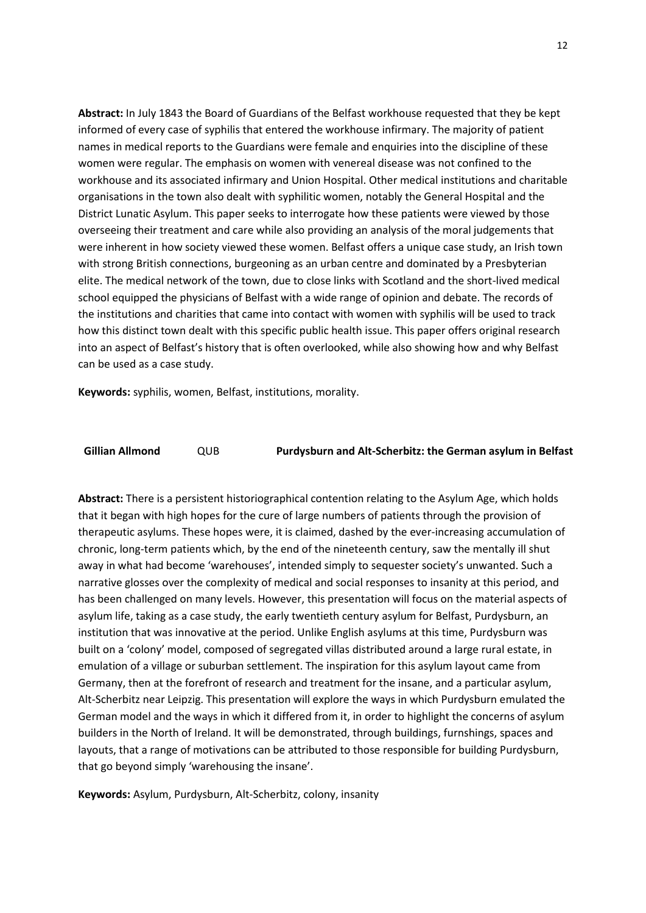**Abstract:** In July 1843 the Board of Guardians of the Belfast workhouse requested that they be kept informed of every case of syphilis that entered the workhouse infirmary. The majority of patient names in medical reports to the Guardians were female and enquiries into the discipline of these women were regular. The emphasis on women with venereal disease was not confined to the workhouse and its associated infirmary and Union Hospital. Other medical institutions and charitable organisations in the town also dealt with syphilitic women, notably the General Hospital and the District Lunatic Asylum. This paper seeks to interrogate how these patients were viewed by those overseeing their treatment and care while also providing an analysis of the moral judgements that were inherent in how society viewed these women. Belfast offers a unique case study, an Irish town with strong British connections, burgeoning as an urban centre and dominated by a Presbyterian elite. The medical network of the town, due to close links with Scotland and the short-lived medical school equipped the physicians of Belfast with a wide range of opinion and debate. The records of the institutions and charities that came into contact with women with syphilis will be used to track how this distinct town dealt with this specific public health issue. This paper offers original research into an aspect of Belfast's history that is often overlooked, while also showing how and why Belfast can be used as a case study.

**Keywords:** syphilis, women, Belfast, institutions, morality.

**Gillian Allmond** QUB **Purdysburn and Alt-Scherbitz: the German asylum in Belfast**

**Abstract:** There is a persistent historiographical contention relating to the Asylum Age, which holds that it began with high hopes for the cure of large numbers of patients through the provision of therapeutic asylums. These hopes were, it is claimed, dashed by the ever-increasing accumulation of chronic, long-term patients which, by the end of the nineteenth century, saw the mentally ill shut away in what had become 'warehouses', intended simply to sequester society's unwanted. Such a narrative glosses over the complexity of medical and social responses to insanity at this period, and has been challenged on many levels. However, this presentation will focus on the material aspects of asylum life, taking as a case study, the early twentieth century asylum for Belfast, Purdysburn, an institution that was innovative at the period. Unlike English asylums at this time, Purdysburn was built on a 'colony' model, composed of segregated villas distributed around a large rural estate, in emulation of a village or suburban settlement. The inspiration for this asylum layout came from Germany, then at the forefront of research and treatment for the insane, and a particular asylum, Alt-Scherbitz near Leipzig. This presentation will explore the ways in which Purdysburn emulated the German model and the ways in which it differed from it, in order to highlight the concerns of asylum builders in the North of Ireland. It will be demonstrated, through buildings, furnshings, spaces and layouts, that a range of motivations can be attributed to those responsible for building Purdysburn, that go beyond simply 'warehousing the insane'.

**Keywords:** Asylum, Purdysburn, Alt-Scherbitz, colony, insanity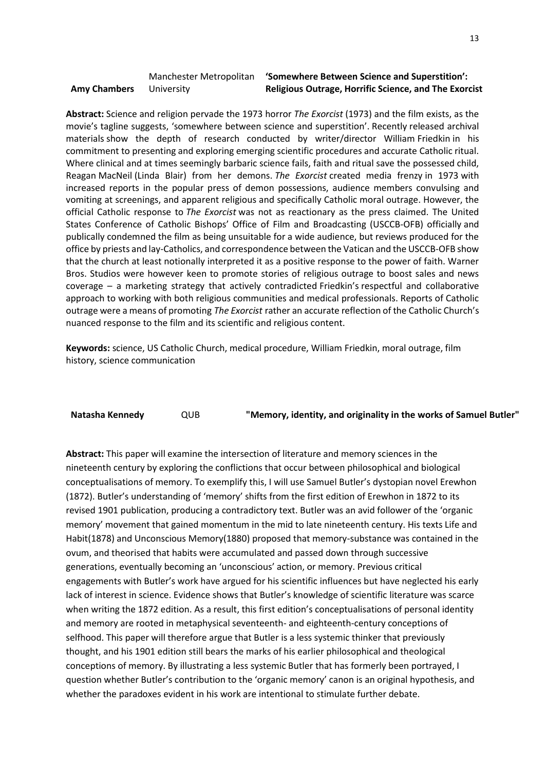**Amy Chambers** Manchester Metropolitan University **'Somewhere Between Science and Superstition': Religious Outrage, Horrific Science, and The Exorcist**

**Abstract:** Science and religion pervade the 1973 horror *The Exorcist* (1973) and the film exists, as the movie's tagline suggests, 'somewhere between science and superstition'. Recently released archival materials show the depth of research conducted by writer/director William Friedkin in his commitment to presenting and exploring emerging scientific procedures and accurate Catholic ritual. Where clinical and at times seemingly barbaric science fails, faith and ritual save the possessed child, Reagan MacNeil (Linda Blair) from her demons. *The Exorcist* created media frenzy in 1973 with increased reports in the popular press of demon possessions, audience members convulsing and vomiting at screenings, and apparent religious and specifically Catholic moral outrage. However, the official Catholic response to *The Exorcist* was not as reactionary as the press claimed. The United States Conference of Catholic Bishops' Office of Film and Broadcasting (USCCB-OFB) officially and publically condemned the film as being unsuitable for a wide audience, but reviews produced for the office by priests and lay-Catholics, and correspondence between the Vatican and the USCCB-OFB show that the church at least notionally interpreted it as a positive response to the power of faith. Warner Bros. Studios were however keen to promote stories of religious outrage to boost sales and news coverage – a marketing strategy that actively contradicted Friedkin's respectful and collaborative approach to working with both religious communities and medical professionals. Reports of Catholic outrage were a means of promoting *The Exorcist* rather an accurate reflection of the Catholic Church's nuanced response to the film and its scientific and religious content.

**Keywords:** science, US Catholic Church, medical procedure, William Friedkin, moral outrage, film history, science communication

**Natasha Kennedy** QUB **"Memory, identity, and originality in the works of Samuel Butler"**

**Abstract:** This paper will examine the intersection of literature and memory sciences in the nineteenth century by exploring the conflictions that occur between philosophical and biological conceptualisations of memory. To exemplify this, I will use Samuel Butler's dystopian novel Erewhon (1872). Butler's understanding of 'memory' shifts from the first edition of Erewhon in 1872 to its revised 1901 publication, producing a contradictory text. Butler was an avid follower of the 'organic memory' movement that gained momentum in the mid to late nineteenth century. His texts Life and Habit(1878) and Unconscious Memory(1880) proposed that memory-substance was contained in the ovum, and theorised that habits were accumulated and passed down through successive generations, eventually becoming an 'unconscious' action, or memory. Previous critical engagements with Butler's work have argued for his scientific influences but have neglected his early lack of interest in science. Evidence shows that Butler's knowledge of scientific literature was scarce when writing the 1872 edition. As a result, this first edition's conceptualisations of personal identity and memory are rooted in metaphysical seventeenth- and eighteenth-century conceptions of selfhood. This paper will therefore argue that Butler is a less systemic thinker that previously thought, and his 1901 edition still bears the marks of his earlier philosophical and theological conceptions of memory. By illustrating a less systemic Butler that has formerly been portrayed, I question whether Butler's contribution to the 'organic memory' canon is an original hypothesis, and whether the paradoxes evident in his work are intentional to stimulate further debate.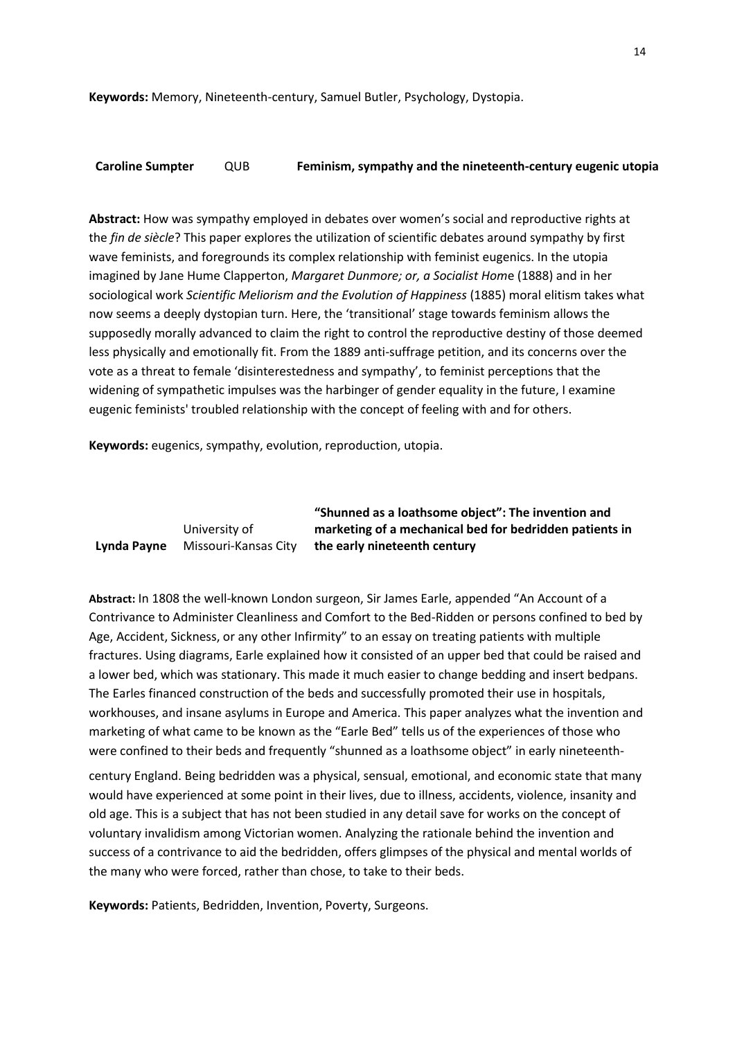**Keywords:** Memory, Nineteenth-century, Samuel Butler, Psychology, Dystopia.

**Caroline Sumpter** QUB **Feminism, sympathy and the nineteenth-century eugenic utopia**

**Abstract:** How was sympathy employed in debates over women's social and reproductive rights at the *fin de siècle*? This paper explores the utilization of scientific debates around sympathy by first wave feminists, and foregrounds its complex relationship with feminist eugenics. In the utopia imagined by Jane Hume Clapperton, *Margaret Dunmore; or, a Socialist Home* (1888) and in her sociological work *Scientific Meliorism and the Evolution of Happiness* (1885) moral elitism takes what now seems a deeply dystopian turn. Here, the 'transitional' stage towards feminism allows the supposedly morally advanced to claim the right to control the reproductive destiny of those deemed less physically and emotionally fit. From the 1889 anti-suffrage petition, and its concerns over the vote as a threat to female 'disinterestedness and sympathy', to feminist perceptions that the widening of sympathetic impulses was the harbinger of gender equality in the future, I examine eugenic feminists' troubled relationship with the concept of feeling with and for others.

**Keywords:** eugenics, sympathy, evolution, reproduction, utopia.

**Lynda Payne** University of Missouri-Kansas City **"Shunned as a loathsome object": The invention and marketing of a mechanical bed for bedridden patients in the early nineteenth century**

**Abstract:** In 1808 the well-known London surgeon, Sir James Earle, appended "An Account of a Contrivance to Administer Cleanliness and Comfort to the Bed-Ridden or persons confined to bed by Age, Accident, Sickness, or any other Infirmity" to an essay on treating patients with multiple fractures. Using diagrams, Earle explained how it consisted of an upper bed that could be raised and a lower bed, which was stationary. This made it much easier to change bedding and insert bedpans. The Earles financed construction of the beds and successfully promoted their use in hospitals, workhouses, and insane asylums in Europe and America. This paper analyzes what the invention and marketing of what came to be known as the "Earle Bed" tells us of the experiences of those who were confined to their beds and frequently "shunned as a loathsome object" in early nineteenth-century England. Being bedridden was a physical, sensual, emotional, and economic state that many would have experienced at some point in their lives, due to illness, accidents, violence, insanity and old age. This is a subject that has not been studied in any detail save for works on the concept of voluntary invalidism among Victorian women. Analyzing the rationale behind the invention and success of a contrivance to aid the bedridden, offers glimpses of the physical and mental worlds of the many who were forced, rather than chose, to take to their beds.

**Keywords:** Patients, Bedridden, Invention, Poverty, Surgeons.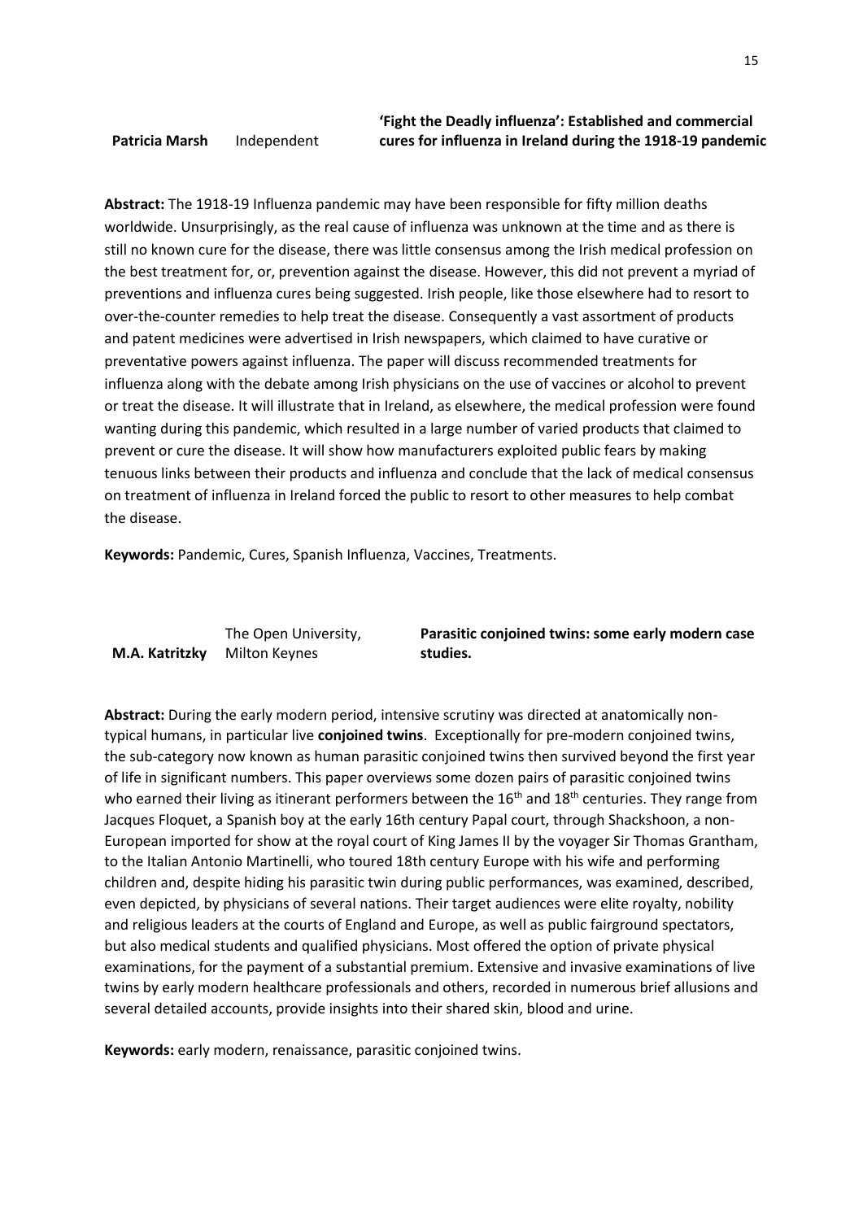**Patricia Marsh** Independent

**'Fight the Deadly influenza': Established and commercial cures for influenza in Ireland during the 1918-19 pandemic**

**Abstract:** The 1918-19 Influenza pandemic may have been responsible for fifty million deaths worldwide. Unsurprisingly, as the real cause of influenza was unknown at the time and as there is still no known cure for the disease, there was little consensus among the Irish medical profession on the best treatment for, or, prevention against the disease. However, this did not prevent a myriad of preventions and influenza cures being suggested. Irish people, like those elsewhere had to resort to over-the-counter remedies to help treat the disease. Consequently a vast assortment of products and patent medicines were advertised in Irish newspapers, which claimed to have curative or preventative powers against influenza. The paper will discuss recommended treatments for influenza along with the debate among Irish physicians on the use of vaccines or alcohol to prevent or treat the disease. It will illustrate that in Ireland, as elsewhere, the medical profession were found wanting during this pandemic, which resulted in a large number of varied products that claimed to prevent or cure the disease. It will show how manufacturers exploited public fears by making tenuous links between their products and influenza and conclude that the lack of medical consensus on treatment of influenza in Ireland forced the public to resort to other measures to help combat the disease.

**Keywords:** Pandemic, Cures, Spanish Influenza, Vaccines, Treatments.

**M.A. Katritzky** The Open University, Milton Keynes

**Parasitic conjoined twins: some early modern case studies.**

**Abstract:** During the early modern period, intensive scrutiny was directed at anatomically non-typical humans, in particular live **conjoined twins**. Exceptionally for pre-modern conjoined twins, the sub-category now known as human parasitic conjoined twins then survived beyond the first year of life in significant numbers. This paper overviews some dozen pairs of parasitic conjoined twins who earned their living as itinerant performers between the 16th and 18th centuries. They range from Jacques Floquet, a Spanish boy at the early 16th century Papal court, through Shackshoon, a non-European imported for show at the royal court of King James II by the voyager Sir Thomas Grantham, to the Italian Antonio Martinelli, who toured 18th century Europe with his wife and performing children and, despite hiding his parasitic twin during public performances, was examined, described, even depicted, by physicians of several nations. Their target audiences were elite royalty, nobility and religious leaders at the courts of England and Europe, as well as public fairground spectators, but also medical students and qualified physicians. Most offered the option of private physical examinations, for the payment of a substantial premium. Extensive and invasive examinations of live twins by early modern healthcare professionals and others, recorded in numerous brief allusions and several detailed accounts, provide insights into their shared skin, blood and urine.

**Keywords:** early modern, renaissance, parasitic conjoined twins.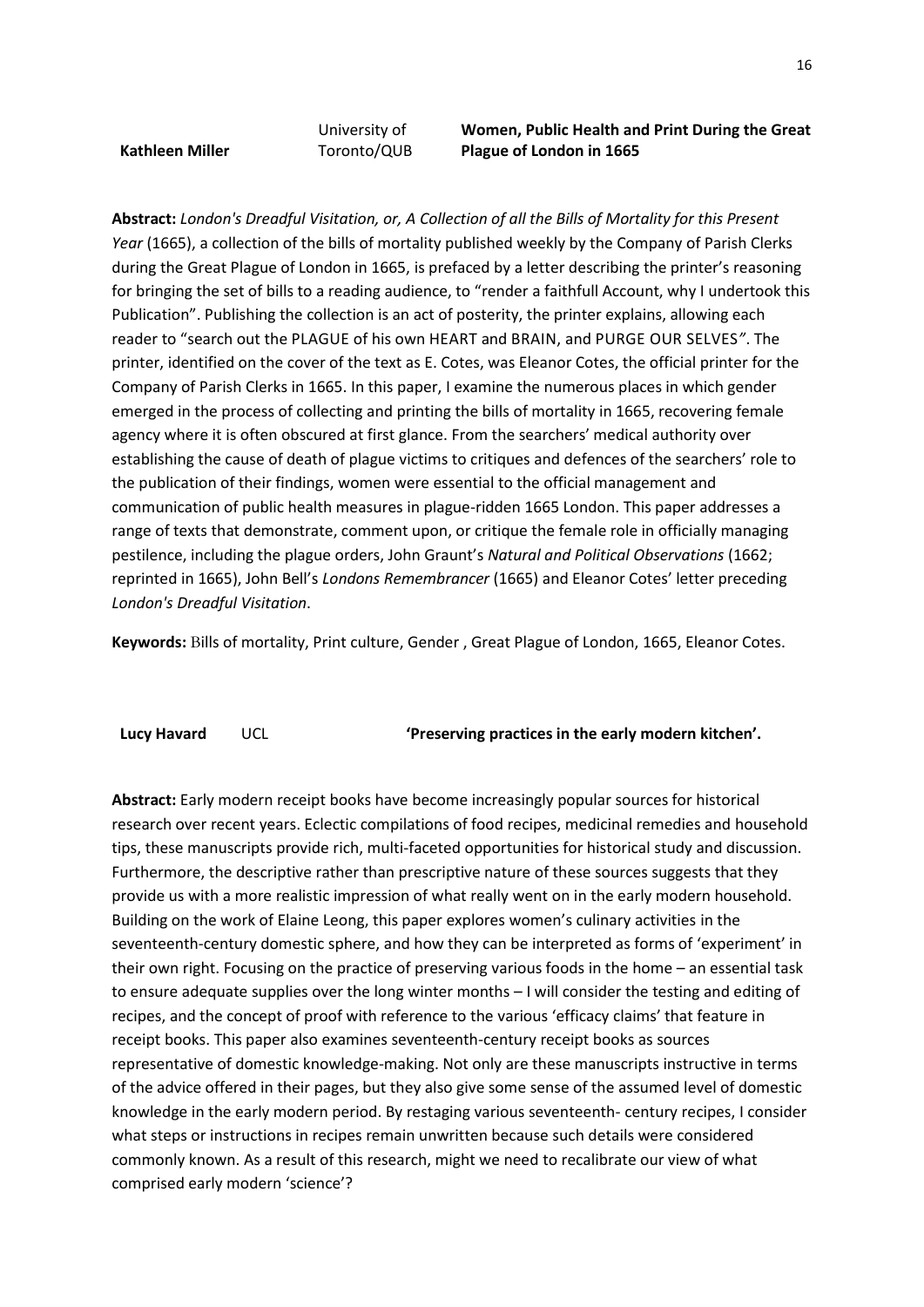**Kathleen Miller** University of Toronto/QUB **Women, Public Health and Print During the Great Plague of London in 1665**

**Abstract:** *London's Dreadful Visitation, or, A Collection of all the Bills of Mortality for this Present Year* (1665), a collection of the bills of mortality published weekly by the Company of Parish Clerks during the Great Plague of London in 1665, is prefaced by a letter describing the printer's reasoning for bringing the set of bills to a reading audience, to "render a faithfull Account, why I undertook this Publication". Publishing the collection is an act of posterity, the printer explains, allowing each reader to "search out the PLAGUE of his own HEART and BRAIN, and PURGE OUR SELVES". The printer, identified on the cover of the text as E. Cotes, was Eleanor Cotes, the official printer for the Company of Parish Clerks in 1665. In this paper, I examine the numerous places in which gender emerged in the process of collecting and printing the bills of mortality in 1665, recovering female agency where it is often obscured at first glance. From the searchers' medical authority over establishing the cause of death of plague victims to critiques and defences of the searchers' role to the publication of their findings, women were essential to the official management and communication of public health measures in plague-ridden 1665 London. This paper addresses a range of texts that demonstrate, comment upon, or critique the female role in officially managing pestilence, including the plague orders, John Graunt's *Natural and Political Observations* (1662; reprinted in 1665), John Bell's *Londons Remembrancer* (1665) and Eleanor Cotes' letter preceding *London's Dreadful Visitation*.

**Keywords:** Bills of mortality, Print culture, Gender , Great Plague of London, 1665, Eleanor Cotes.

**Lucy Havard** UCL **'Preserving practices in the early modern kitchen'.**

**Abstract:** Early modern receipt books have become increasingly popular sources for historical research over recent years. Eclectic compilations of food recipes, medicinal remedies and household tips, these manuscripts provide rich, multi-faceted opportunities for historical study and discussion. Furthermore, the descriptive rather than prescriptive nature of these sources suggests that they provide us with a more realistic impression of what really went on in the early modern household. Building on the work of Elaine Leong, this paper explores women's culinary activities in the seventeenth-century domestic sphere, and how they can be interpreted as forms of 'experiment' in their own right. Focusing on the practice of preserving various foods in the home – an essential task to ensure adequate supplies over the long winter months – I will consider the testing and editing of recipes, and the concept of proof with reference to the various 'efficacy claims' that feature in receipt books. This paper also examines seventeenth-century receipt books as sources representative of domestic knowledge-making. Not only are these manuscripts instructive in terms of the advice offered in their pages, but they also give some sense of the assumed level of domestic knowledge in the early modern period. By restaging various seventeenth- century recipes, I consider what steps or instructions in recipes remain unwritten because such details were considered commonly known. As a result of this research, might we need to recalibrate our view of what comprised early modern 'science'?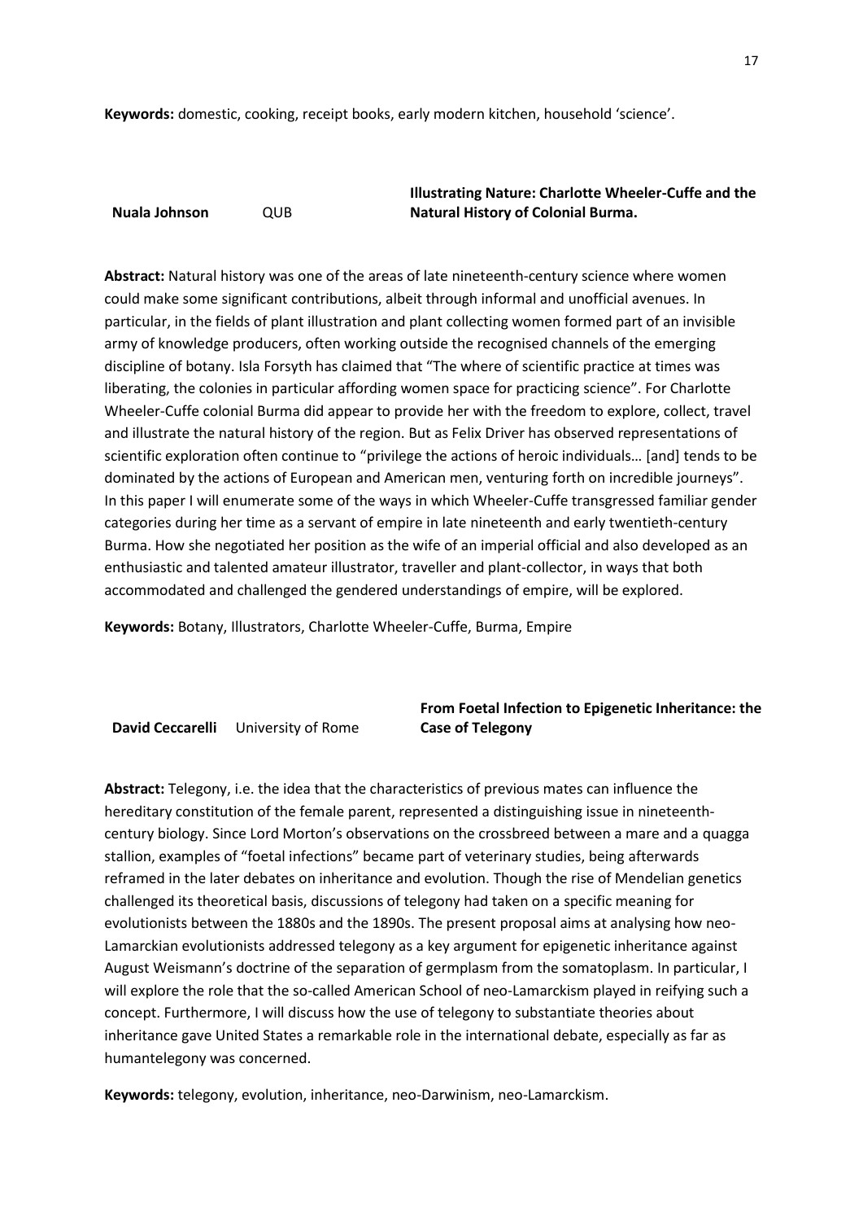**Keywords:** domestic, cooking, receipt books, early modern kitchen, household 'science'.

| **Nuala Johnson** | QUB | **Illustrating Nature: Charlotte Wheeler-Cuffe and the Natural History of Colonial Burma.** |
|---|---|---|

**Abstract:** Natural history was one of the areas of late nineteenth-century science where women could make some significant contributions, albeit through informal and unofficial avenues. In particular, in the fields of plant illustration and plant collecting women formed part of an invisible army of knowledge producers, often working outside the recognised channels of the emerging discipline of botany. Isla Forsyth has claimed that "The where of scientific practice at times was liberating, the colonies in particular affording women space for practicing science". For Charlotte Wheeler-Cuffe colonial Burma did appear to provide her with the freedom to explore, collect, travel and illustrate the natural history of the region. But as Felix Driver has observed representations of scientific exploration often continue to "privilege the actions of heroic individuals… [and] tends to be dominated by the actions of European and American men, venturing forth on incredible journeys". In this paper I will enumerate some of the ways in which Wheeler-Cuffe transgressed familiar gender categories during her time as a servant of empire in late nineteenth and early twentieth-century Burma. How she negotiated her position as the wife of an imperial official and also developed as an enthusiastic and talented amateur illustrator, traveller and plant-collector, in ways that both accommodated and challenged the gendered understandings of empire, will be explored.

**Keywords:** Botany, Illustrators, Charlotte Wheeler-Cuffe, Burma, Empire

| **David Ceccarelli** | University of Rome | **From Foetal Infection to Epigenetic Inheritance: the Case of Telegony** |
|---|---|---|

**Abstract:** Telegony, i.e. the idea that the characteristics of previous mates can influence the hereditary constitution of the female parent, represented a distinguishing issue in nineteenth-century biology. Since Lord Morton's observations on the crossbreed between a mare and a quagga stallion, examples of "foetal infections" became part of veterinary studies, being afterwards reframed in the later debates on inheritance and evolution. Though the rise of Mendelian genetics challenged its theoretical basis, discussions of telegony had taken on a specific meaning for evolutionists between the 1880s and the 1890s. The present proposal aims at analysing how neo-Lamarckian evolutionists addressed telegony as a key argument for epigenetic inheritance against August Weismann's doctrine of the separation of germplasm from the somatoplasm. In particular, I will explore the role that the so-called American School of neo-Lamarckism played in reifying such a concept. Furthermore, I will discuss how the use of telegony to substantiate theories about inheritance gave United States a remarkable role in the international debate, especially as far as humantelegony was concerned.

**Keywords:** telegony, evolution, inheritance, neo-Darwinism, neo-Lamarckism.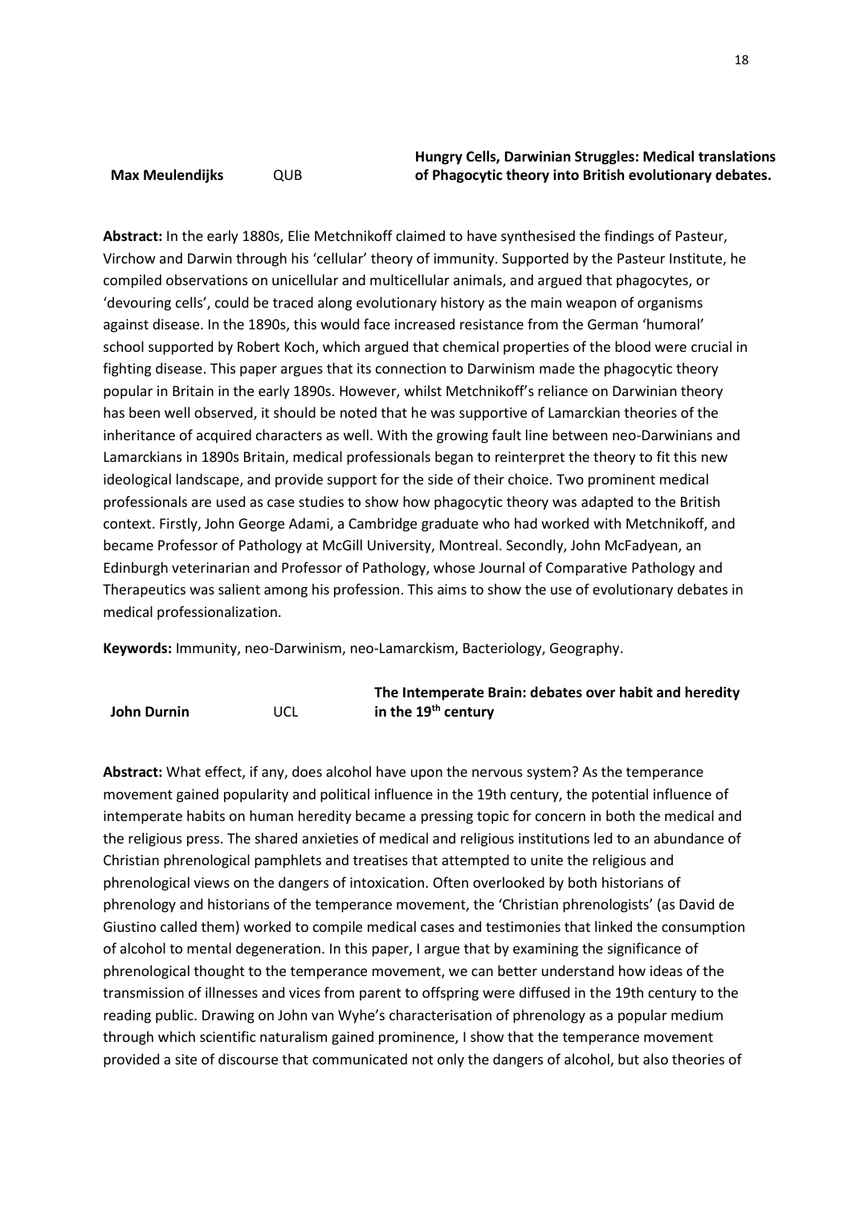**Max Meulendijks** QUB

**Hungry Cells, Darwinian Struggles: Medical translations of Phagocytic theory into British evolutionary debates.**

**Abstract:** In the early 1880s, Elie Metchnikoff claimed to have synthesised the findings of Pasteur, Virchow and Darwin through his 'cellular' theory of immunity. Supported by the Pasteur Institute, he compiled observations on unicellular and multicellular animals, and argued that phagocytes, or 'devouring cells', could be traced along evolutionary history as the main weapon of organisms against disease. In the 1890s, this would face increased resistance from the German 'humoral' school supported by Robert Koch, which argued that chemical properties of the blood were crucial in fighting disease. This paper argues that its connection to Darwinism made the phagocytic theory popular in Britain in the early 1890s. However, whilst Metchnikoff's reliance on Darwinian theory has been well observed, it should be noted that he was supportive of Lamarckian theories of the inheritance of acquired characters as well. With the growing fault line between neo-Darwinians and Lamarckians in 1890s Britain, medical professionals began to reinterpret the theory to fit this new ideological landscape, and provide support for the side of their choice. Two prominent medical professionals are used as case studies to show how phagocytic theory was adapted to the British context. Firstly, John George Adami, a Cambridge graduate who had worked with Metchnikoff, and became Professor of Pathology at McGill University, Montreal. Secondly, John McFadyean, an Edinburgh veterinarian and Professor of Pathology, whose Journal of Comparative Pathology and Therapeutics was salient among his profession. This aims to show the use of evolutionary debates in medical professionalization.

**Keywords:** Immunity, neo-Darwinism, neo-Lamarckism, Bacteriology, Geography.

**John Durnin** UCL

**The Intemperate Brain: debates over habit and heredity in the 19th century**

**Abstract:** What effect, if any, does alcohol have upon the nervous system? As the temperance movement gained popularity and political influence in the 19th century, the potential influence of intemperate habits on human heredity became a pressing topic for concern in both the medical and the religious press. The shared anxieties of medical and religious institutions led to an abundance of Christian phrenological pamphlets and treatises that attempted to unite the religious and phrenological views on the dangers of intoxication. Often overlooked by both historians of phrenology and historians of the temperance movement, the 'Christian phrenologists' (as David de Giustino called them) worked to compile medical cases and testimonies that linked the consumption of alcohol to mental degeneration. In this paper, I argue that by examining the significance of phrenological thought to the temperance movement, we can better understand how ideas of the transmission of illnesses and vices from parent to offspring were diffused in the 19th century to the reading public. Drawing on John van Wyhe's characterisation of phrenology as a popular medium through which scientific naturalism gained prominence, I show that the temperance movement provided a site of discourse that communicated not only the dangers of alcohol, but also theories of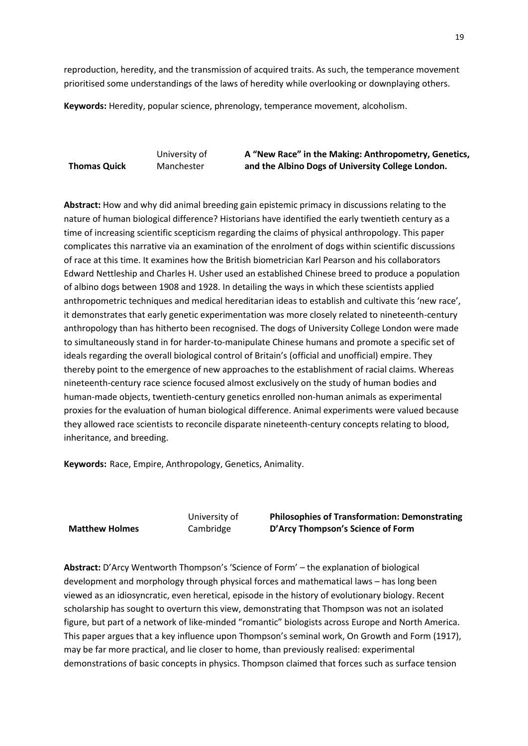reproduction, heredity, and the transmission of acquired traits. As such, the temperance movement prioritised some understandings of the laws of heredity while overlooking or downplaying others.

**Keywords:** Heredity, popular science, phrenology, temperance movement, alcoholism.

| **Thomas Quick** | University of Manchester | **A "New Race" in the Making: Anthropometry, Genetics, and the Albino Dogs of University College London.** |
|---|---|---|

**Abstract:** How and why did animal breeding gain epistemic primacy in discussions relating to the nature of human biological difference? Historians have identified the early twentieth century as a time of increasing scientific scepticism regarding the claims of physical anthropology. This paper complicates this narrative via an examination of the enrolment of dogs within scientific discussions of race at this time. It examines how the British biometrician Karl Pearson and his collaborators Edward Nettleship and Charles H. Usher used an established Chinese breed to produce a population of albino dogs between 1908 and 1928. In detailing the ways in which these scientists applied anthropometric techniques and medical hereditarian ideas to establish and cultivate this 'new race', it demonstrates that early genetic experimentation was more closely related to nineteenth-century anthropology than has hitherto been recognised. The dogs of University College London were made to simultaneously stand in for harder-to-manipulate Chinese humans and promote a specific set of ideals regarding the overall biological control of Britain's (official and unofficial) empire. They thereby point to the emergence of new approaches to the establishment of racial claims. Whereas nineteenth-century race science focused almost exclusively on the study of human bodies and human-made objects, twentieth-century genetics enrolled non-human animals as experimental proxies for the evaluation of human biological difference. Animal experiments were valued because they allowed race scientists to reconcile disparate nineteenth-century concepts relating to blood, inheritance, and breeding.

**Keywords:** Race, Empire, Anthropology, Genetics, Animality.

| **Matthew Holmes** | University of Cambridge | **Philosophies of Transformation: Demonstrating D'Arcy Thompson's Science of Form** |
|---|---|---|

**Abstract:** D'Arcy Wentworth Thompson's 'Science of Form' – the explanation of biological development and morphology through physical forces and mathematical laws – has long been viewed as an idiosyncratic, even heretical, episode in the history of evolutionary biology. Recent scholarship has sought to overturn this view, demonstrating that Thompson was not an isolated figure, but part of a network of like-minded "romantic" biologists across Europe and North America. This paper argues that a key influence upon Thompson's seminal work, On Growth and Form (1917), may be far more practical, and lie closer to home, than previously realised: experimental demonstrations of basic concepts in physics. Thompson claimed that forces such as surface tension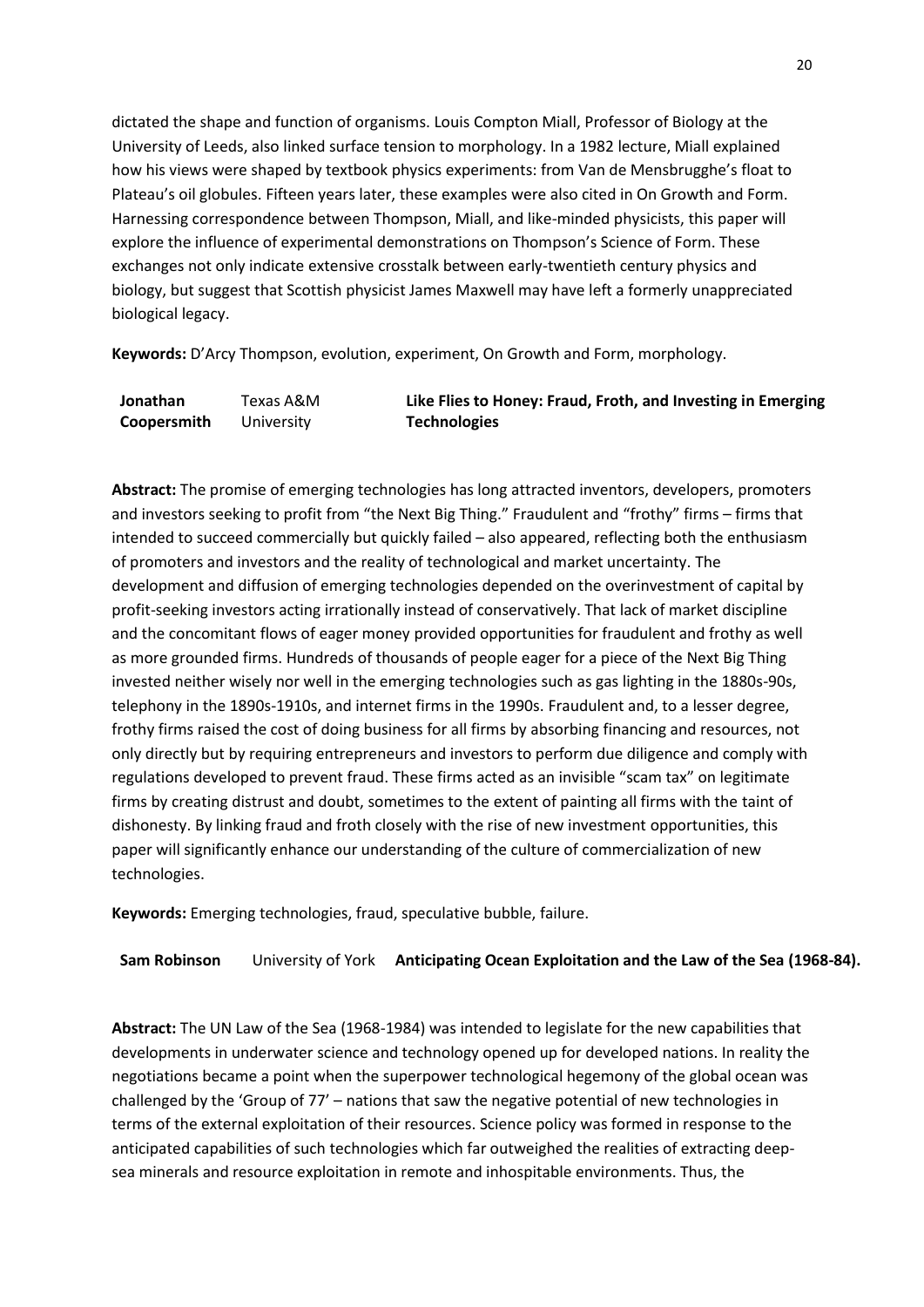dictated the shape and function of organisms. Louis Compton Miall, Professor of Biology at the University of Leeds, also linked surface tension to morphology. In a 1982 lecture, Miall explained how his views were shaped by textbook physics experiments: from Van de Mensbrugghe's float to Plateau's oil globules. Fifteen years later, these examples were also cited in On Growth and Form. Harnessing correspondence between Thompson, Miall, and like-minded physicists, this paper will explore the influence of experimental demonstrations on Thompson's Science of Form. These exchanges not only indicate extensive crosstalk between early-twentieth century physics and biology, but suggest that Scottish physicist James Maxwell may have left a formerly unappreciated biological legacy.

**Keywords:** D'Arcy Thompson, evolution, experiment, On Growth and Form, morphology.

| | | |
|---|---|---|
| **Jonathan Coopersmith** | Texas A&M University | **Like Flies to Honey: Fraud, Froth, and Investing in Emerging Technologies** |

**Abstract:** The promise of emerging technologies has long attracted inventors, developers, promoters and investors seeking to profit from "the Next Big Thing." Fraudulent and "frothy" firms – firms that intended to succeed commercially but quickly failed – also appeared, reflecting both the enthusiasm of promoters and investors and the reality of technological and market uncertainty. The development and diffusion of emerging technologies depended on the overinvestment of capital by profit-seeking investors acting irrationally instead of conservatively. That lack of market discipline and the concomitant flows of eager money provided opportunities for fraudulent and frothy as well as more grounded firms. Hundreds of thousands of people eager for a piece of the Next Big Thing invested neither wisely nor well in the emerging technologies such as gas lighting in the 1880s-90s, telephony in the 1890s-1910s, and internet firms in the 1990s. Fraudulent and, to a lesser degree, frothy firms raised the cost of doing business for all firms by absorbing financing and resources, not only directly but by requiring entrepreneurs and investors to perform due diligence and comply with regulations developed to prevent fraud. These firms acted as an invisible "scam tax" on legitimate firms by creating distrust and doubt, sometimes to the extent of painting all firms with the taint of dishonesty. By linking fraud and froth closely with the rise of new investment opportunities, this paper will significantly enhance our understanding of the culture of commercialization of new technologies.

**Keywords:** Emerging technologies, fraud, speculative bubble, failure.

| | | |
|---|---|---|
| **Sam Robinson** | University of York | **Anticipating Ocean Exploitation and the Law of the Sea (1968-84).** |

**Abstract:** The UN Law of the Sea (1968-1984) was intended to legislate for the new capabilities that developments in underwater science and technology opened up for developed nations. In reality the negotiations became a point when the superpower technological hegemony of the global ocean was challenged by the 'Group of 77' – nations that saw the negative potential of new technologies in terms of the external exploitation of their resources. Science policy was formed in response to the anticipated capabilities of such technologies which far outweighed the realities of extracting deep-sea minerals and resource exploitation in remote and inhospitable environments. Thus, the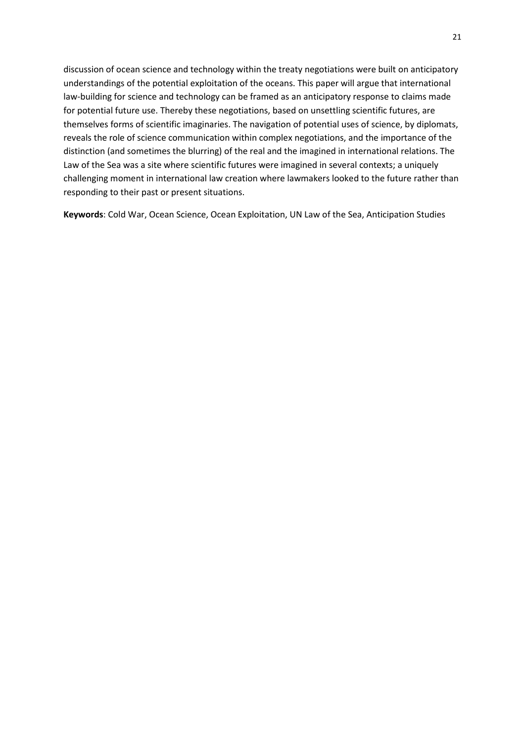discussion of ocean science and technology within the treaty negotiations were built on anticipatory understandings of the potential exploitation of the oceans. This paper will argue that international law-building for science and technology can be framed as an anticipatory response to claims made for potential future use. Thereby these negotiations, based on unsettling scientific futures, are themselves forms of scientific imaginaries. The navigation of potential uses of science, by diplomats, reveals the role of science communication within complex negotiations, and the importance of the distinction (and sometimes the blurring) of the real and the imagined in international relations. The Law of the Sea was a site where scientific futures were imagined in several contexts; a uniquely challenging moment in international law creation where lawmakers looked to the future rather than responding to their past or present situations.

**Keywords**: Cold War, Ocean Science, Ocean Exploitation, UN Law of the Sea, Anticipation Studies